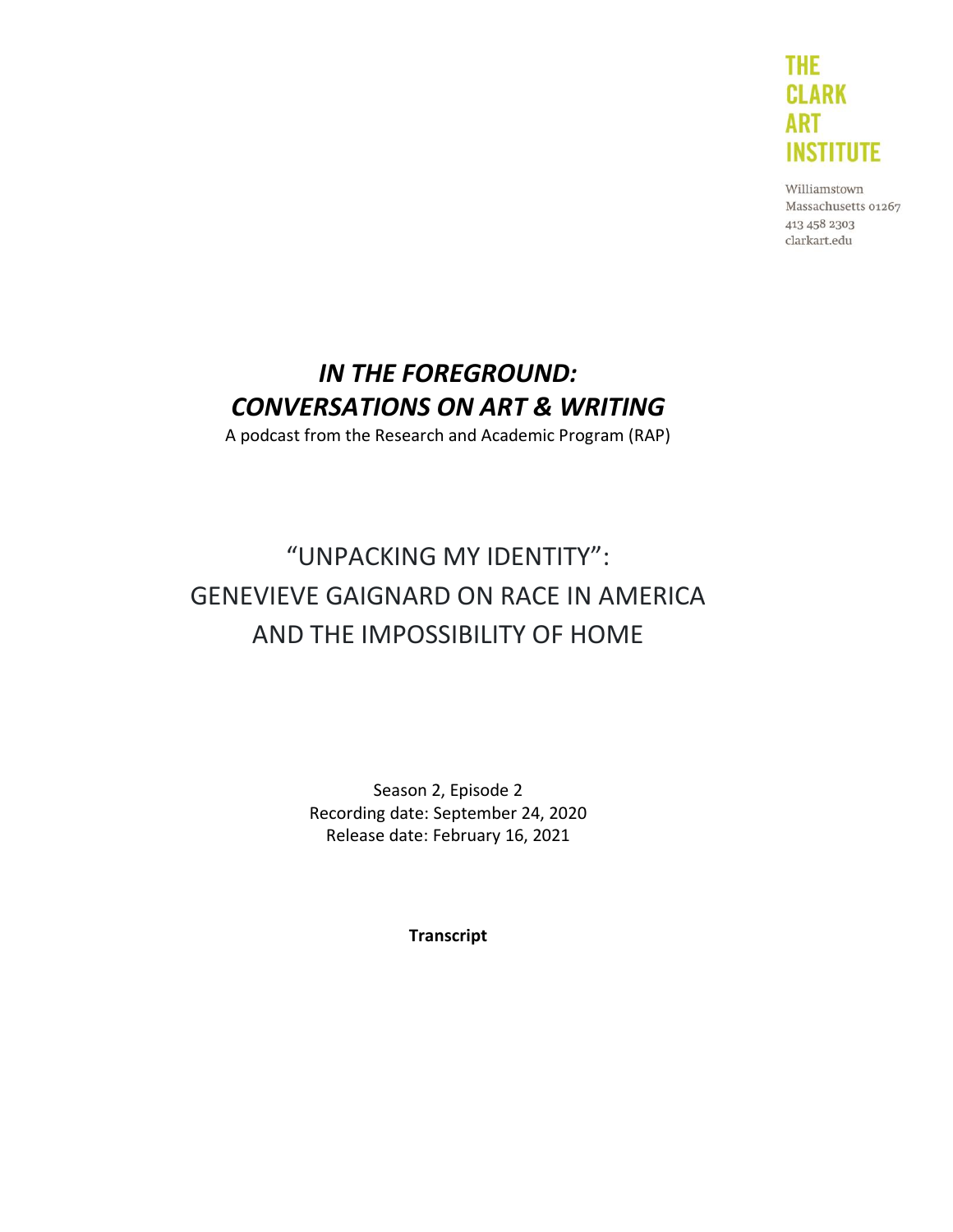THE CLARK ART INSTITUTE

Williamstown
Massachusetts 01267
413 458 2303
clarkart.edu

# *IN THE FOREGROUND: CONVERSATIONS ON ART & WRITING*

A podcast from the Research and Academic Program (RAP)

## "UNPACKING MY IDENTITY": GENEVIEVE GAIGNARD ON RACE IN AMERICA AND THE IMPOSSIBILITY OF HOME

Season 2, Episode 2
Recording date: September 24, 2020
Release date: February 16, 2021

**Transcript**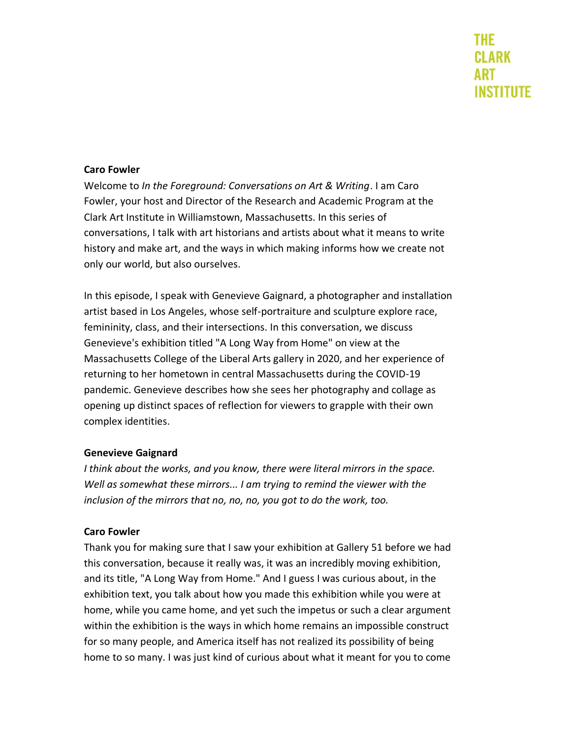**Caro Fowler**

Welcome to *In the Foreground: Conversations on Art & Writing*. I am Caro Fowler, your host and Director of the Research and Academic Program at the Clark Art Institute in Williamstown, Massachusetts. In this series of conversations, I talk with art historians and artists about what it means to write history and make art, and the ways in which making informs how we create not only our world, but also ourselves.

In this episode, I speak with Genevieve Gaignard, a photographer and installation artist based in Los Angeles, whose self-portraiture and sculpture explore race, femininity, class, and their intersections. In this conversation, we discuss Genevieve's exhibition titled "A Long Way from Home" on view at the Massachusetts College of the Liberal Arts gallery in 2020, and her experience of returning to her hometown in central Massachusetts during the COVID-19 pandemic. Genevieve describes how she sees her photography and collage as opening up distinct spaces of reflection for viewers to grapple with their own complex identities.

**Genevieve Gaignard**

*I think about the works, and you know, there were literal mirrors in the space. Well as somewhat these mirrors... I am trying to remind the viewer with the inclusion of the mirrors that no, no, no, you got to do the work, too.*

**Caro Fowler**

Thank you for making sure that I saw your exhibition at Gallery 51 before we had this conversation, because it really was, it was an incredibly moving exhibition, and its title, "A Long Way from Home." And I guess I was curious about, in the exhibition text, you talk about how you made this exhibition while you were at home, while you came home, and yet such the impetus or such a clear argument within the exhibition is the ways in which home remains an impossible construct for so many people, and America itself has not realized its possibility of being home to so many. I was just kind of curious about what it meant for you to come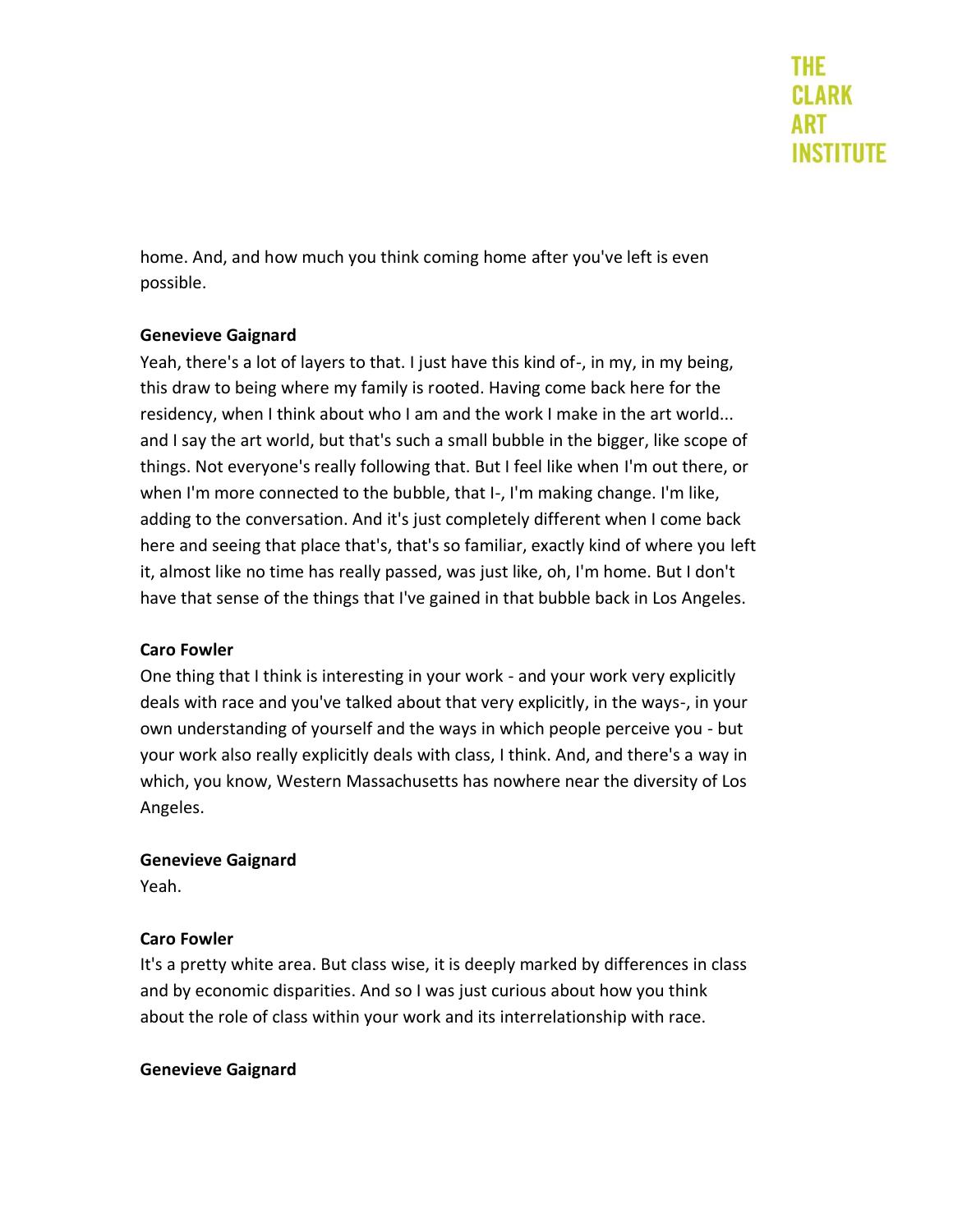home. And, and how much you think coming home after you've left is even possible.

**Genevieve Gaignard**

Yeah, there's a lot of layers to that. I just have this kind of-, in my, in my being, this draw to being where my family is rooted. Having come back here for the residency, when I think about who I am and the work I make in the art world... and I say the art world, but that's such a small bubble in the bigger, like scope of things. Not everyone's really following that. But I feel like when I'm out there, or when I'm more connected to the bubble, that I-, I'm making change. I'm like, adding to the conversation. And it's just completely different when I come back here and seeing that place that's, that's so familiar, exactly kind of where you left it, almost like no time has really passed, was just like, oh, I'm home. But I don't have that sense of the things that I've gained in that bubble back in Los Angeles.

**Caro Fowler**

One thing that I think is interesting in your work - and your work very explicitly deals with race and you've talked about that very explicitly, in the ways-, in your own understanding of yourself and the ways in which people perceive you - but your work also really explicitly deals with class, I think. And, and there's a way in which, you know, Western Massachusetts has nowhere near the diversity of Los Angeles.

**Genevieve Gaignard**

Yeah.

**Caro Fowler**

It's a pretty white area. But class wise, it is deeply marked by differences in class and by economic disparities. And so I was just curious about how you think about the role of class within your work and its interrelationship with race.

**Genevieve Gaignard**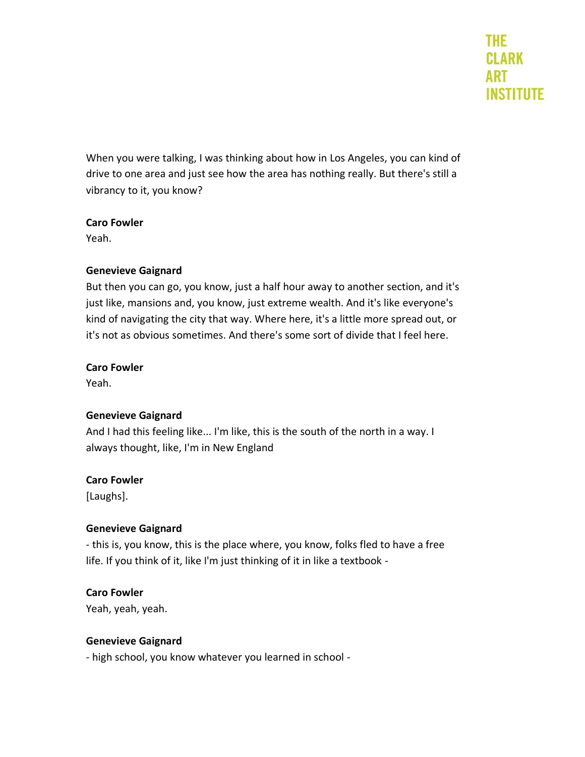When you were talking, I was thinking about how in Los Angeles, you can kind of drive to one area and just see how the area has nothing really. But there's still a vibrancy to it, you know?

**Caro Fowler**
Yeah.

**Genevieve Gaignard**
But then you can go, you know, just a half hour away to another section, and it's just like, mansions and, you know, just extreme wealth. And it's like everyone's kind of navigating the city that way. Where here, it's a little more spread out, or it's not as obvious sometimes. And there's some sort of divide that I feel here.

**Caro Fowler**
Yeah.

**Genevieve Gaignard**
And I had this feeling like... I'm like, this is the south of the north in a way. I always thought, like, I'm in New England

**Caro Fowler**
[Laughs].

**Genevieve Gaignard**
- this is, you know, this is the place where, you know, folks fled to have a free life. If you think of it, like I'm just thinking of it in like a textbook -

**Caro Fowler**
Yeah, yeah, yeah.

**Genevieve Gaignard**
- high school, you know whatever you learned in school -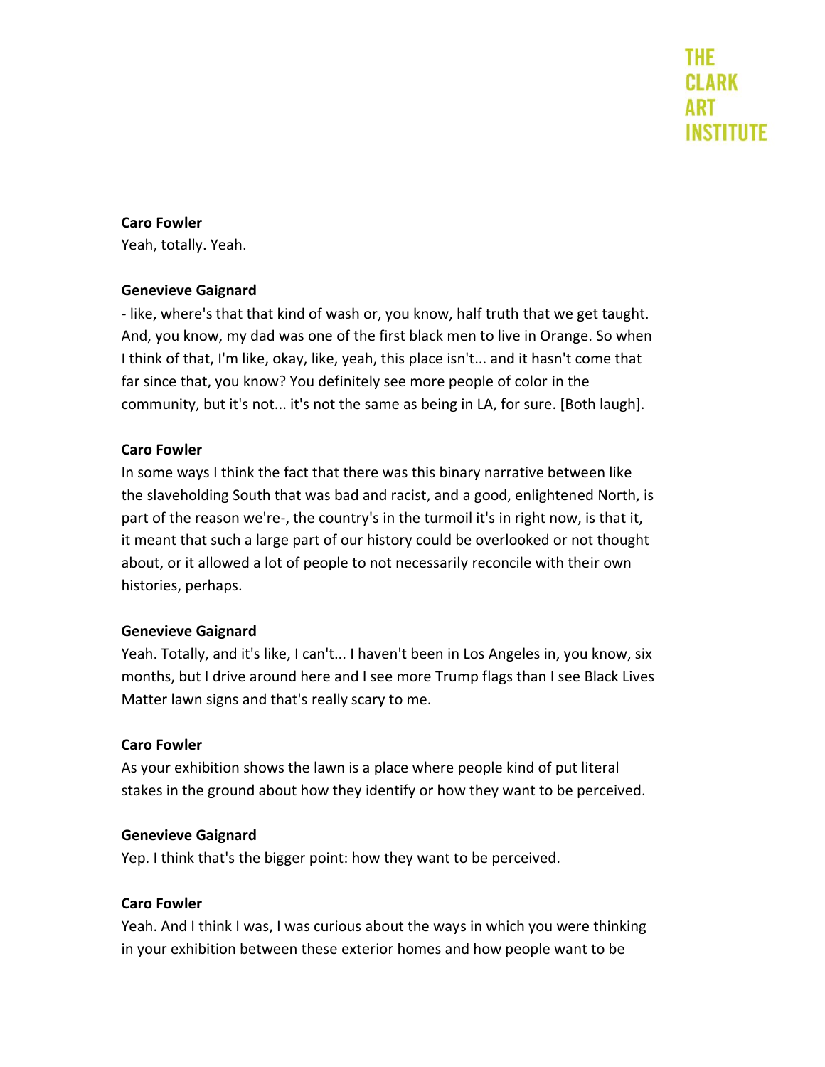**Caro Fowler**
Yeah, totally. Yeah.

**Genevieve Gaignard**
- like, where's that that kind of wash or, you know, half truth that we get taught. And, you know, my dad was one of the first black men to live in Orange. So when I think of that, I'm like, okay, like, yeah, this place isn't... and it hasn't come that far since that, you know? You definitely see more people of color in the community, but it's not... it's not the same as being in LA, for sure. [Both laugh].

**Caro Fowler**
In some ways I think the fact that there was this binary narrative between like the slaveholding South that was bad and racist, and a good, enlightened North, is part of the reason we're-, the country's in the turmoil it's in right now, is that it, it meant that such a large part of our history could be overlooked or not thought about, or it allowed a lot of people to not necessarily reconcile with their own histories, perhaps.

**Genevieve Gaignard**
Yeah. Totally, and it's like, I can't... I haven't been in Los Angeles in, you know, six months, but I drive around here and I see more Trump flags than I see Black Lives Matter lawn signs and that's really scary to me.

**Caro Fowler**
As your exhibition shows the lawn is a place where people kind of put literal stakes in the ground about how they identify or how they want to be perceived.

**Genevieve Gaignard**
Yep. I think that's the bigger point: how they want to be perceived.

**Caro Fowler**
Yeah. And I think I was, I was curious about the ways in which you were thinking in your exhibition between these exterior homes and how people want to be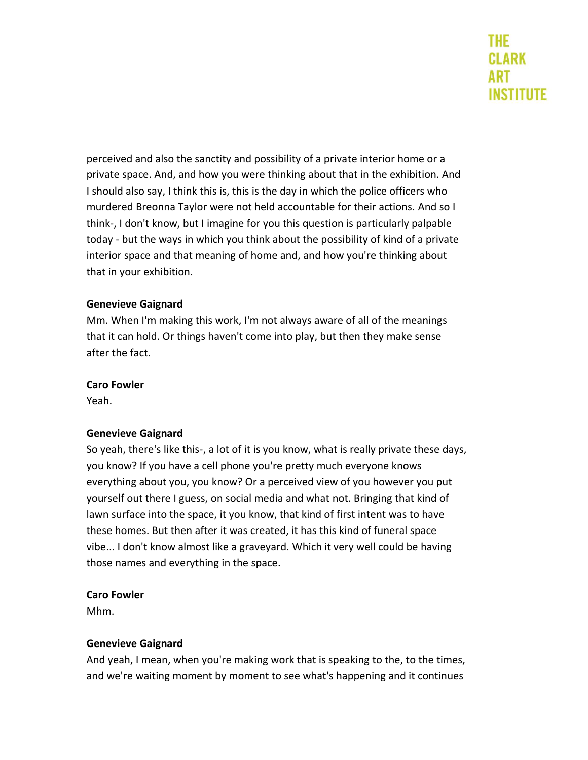perceived and also the sanctity and possibility of a private interior home or a private space. And, and how you were thinking about that in the exhibition. And I should also say, I think this is, this is the day in which the police officers who murdered Breonna Taylor were not held accountable for their actions. And so I think-, I don't know, but I imagine for you this question is particularly palpable today - but the ways in which you think about the possibility of kind of a private interior space and that meaning of home and, and how you're thinking about that in your exhibition.

**Genevieve Gaignard**

Mm. When I'm making this work, I'm not always aware of all of the meanings that it can hold. Or things haven't come into play, but then they make sense after the fact.

**Caro Fowler**

Yeah.

**Genevieve Gaignard**

So yeah, there's like this-, a lot of it is you know, what is really private these days, you know? If you have a cell phone you're pretty much everyone knows everything about you, you know? Or a perceived view of you however you put yourself out there I guess, on social media and what not. Bringing that kind of lawn surface into the space, it you know, that kind of first intent was to have these homes. But then after it was created, it has this kind of funeral space vibe... I don't know almost like a graveyard. Which it very well could be having those names and everything in the space.

**Caro Fowler**

Mhm.

**Genevieve Gaignard**

And yeah, I mean, when you're making work that is speaking to the, to the times, and we're waiting moment by moment to see what's happening and it continues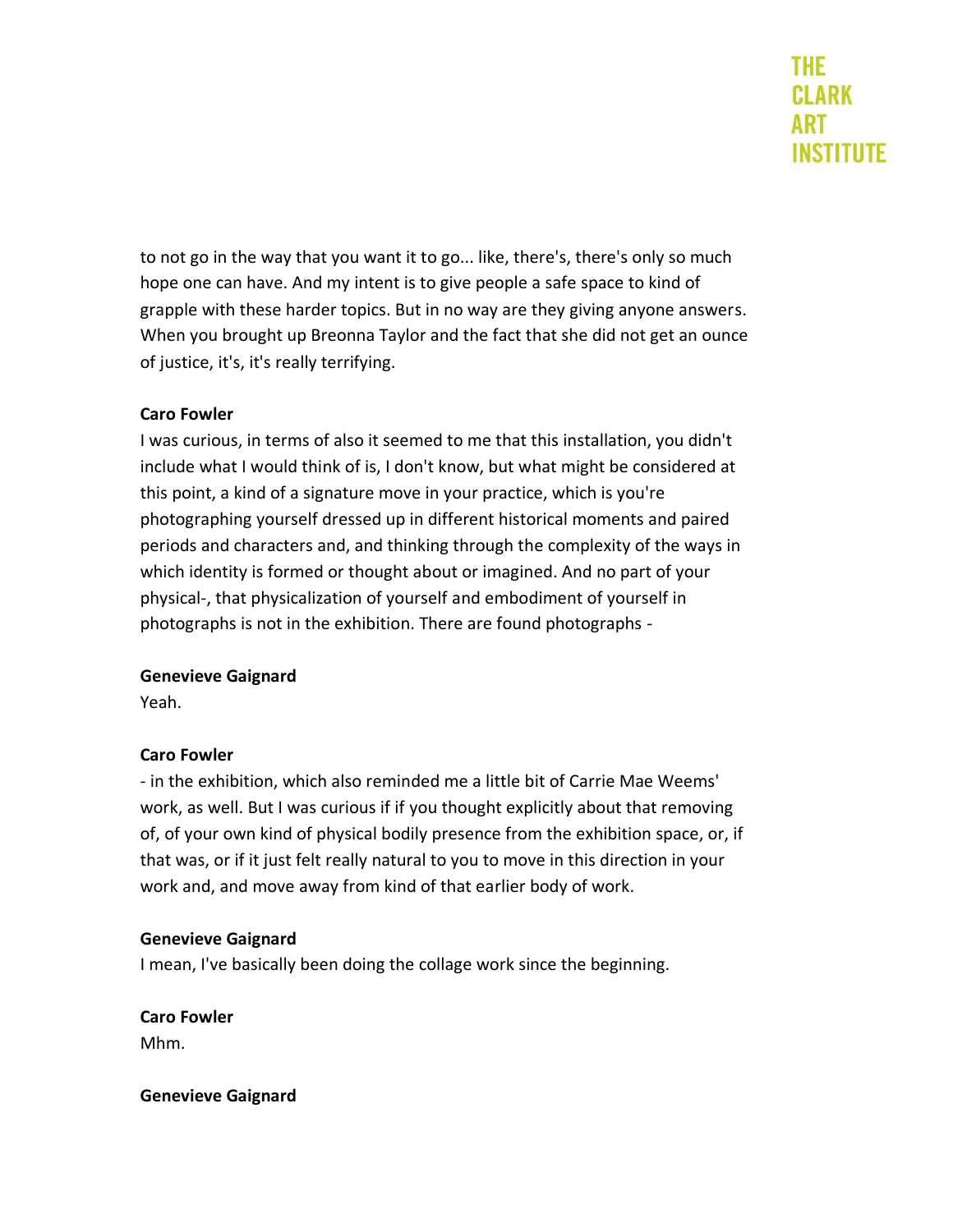to not go in the way that you want it to go... like, there's, there's only so much hope one can have. And my intent is to give people a safe space to kind of grapple with these harder topics. But in no way are they giving anyone answers. When you brought up Breonna Taylor and the fact that she did not get an ounce of justice, it's, it's really terrifying.

**Caro Fowler**

I was curious, in terms of also it seemed to me that this installation, you didn't include what I would think of is, I don't know, but what might be considered at this point, a kind of a signature move in your practice, which is you're photographing yourself dressed up in different historical moments and paired periods and characters and, and thinking through the complexity of the ways in which identity is formed or thought about or imagined. And no part of your physical-, that physicalization of yourself and embodiment of yourself in photographs is not in the exhibition. There are found photographs -

**Genevieve Gaignard**

Yeah.

**Caro Fowler**

- in the exhibition, which also reminded me a little bit of Carrie Mae Weems' work, as well. But I was curious if if you thought explicitly about that removing of, of your own kind of physical bodily presence from the exhibition space, or, if that was, or if it just felt really natural to you to move in this direction in your work and, and move away from kind of that earlier body of work.

**Genevieve Gaignard**

I mean, I've basically been doing the collage work since the beginning.

**Caro Fowler**

Mhm.

**Genevieve Gaignard**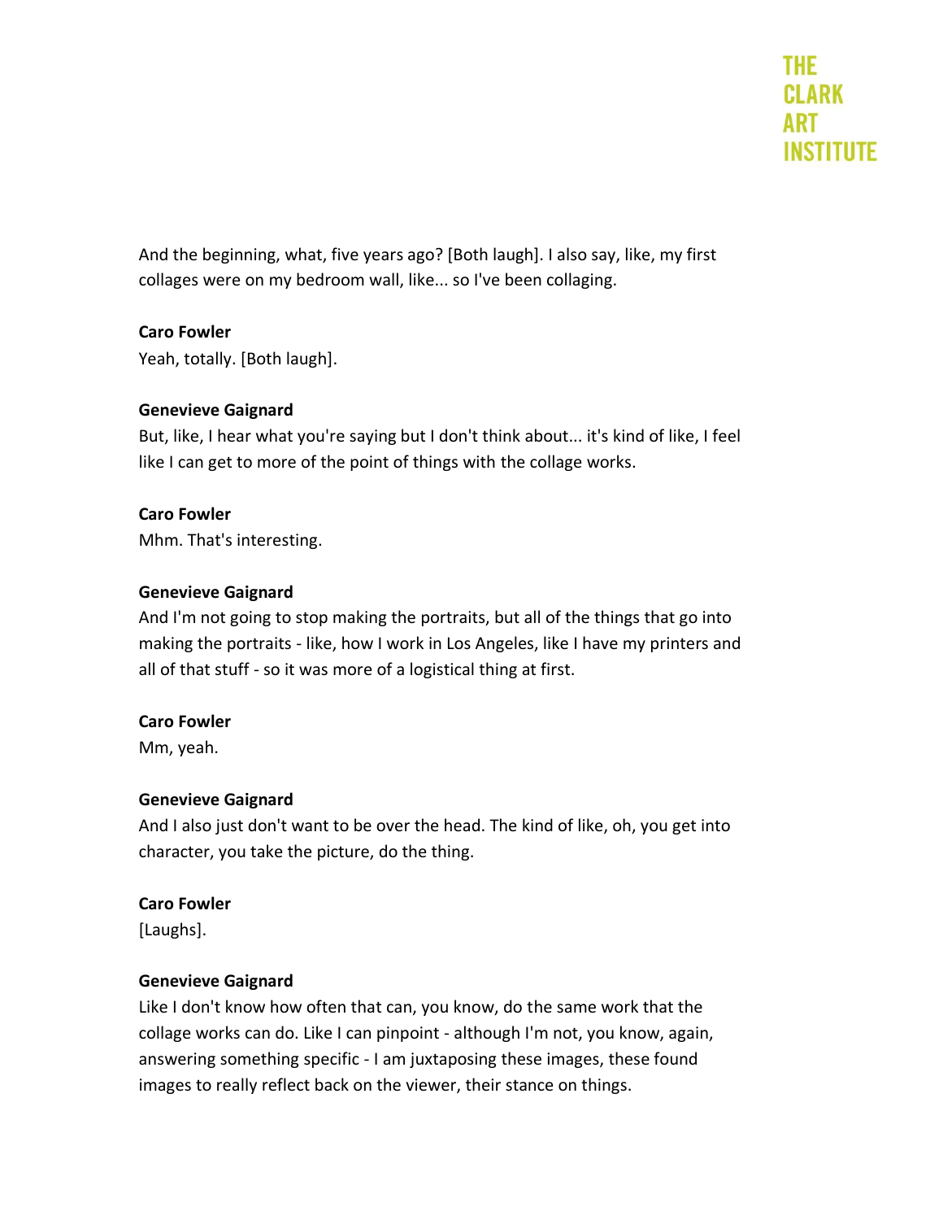And the beginning, what, five years ago? [Both laugh]. I also say, like, my first collages were on my bedroom wall, like... so I've been collaging.

**Caro Fowler**
Yeah, totally. [Both laugh].

**Genevieve Gaignard**
But, like, I hear what you're saying but I don't think about... it's kind of like, I feel like I can get to more of the point of things with the collage works.

**Caro Fowler**
Mhm. That's interesting.

**Genevieve Gaignard**
And I'm not going to stop making the portraits, but all of the things that go into making the portraits - like, how I work in Los Angeles, like I have my printers and all of that stuff - so it was more of a logistical thing at first.

**Caro Fowler**
Mm, yeah.

**Genevieve Gaignard**
And I also just don't want to be over the head. The kind of like, oh, you get into character, you take the picture, do the thing.

**Caro Fowler**
[Laughs].

**Genevieve Gaignard**
Like I don't know how often that can, you know, do the same work that the collage works can do. Like I can pinpoint - although I'm not, you know, again, answering something specific - I am juxtaposing these images, these found images to really reflect back on the viewer, their stance on things.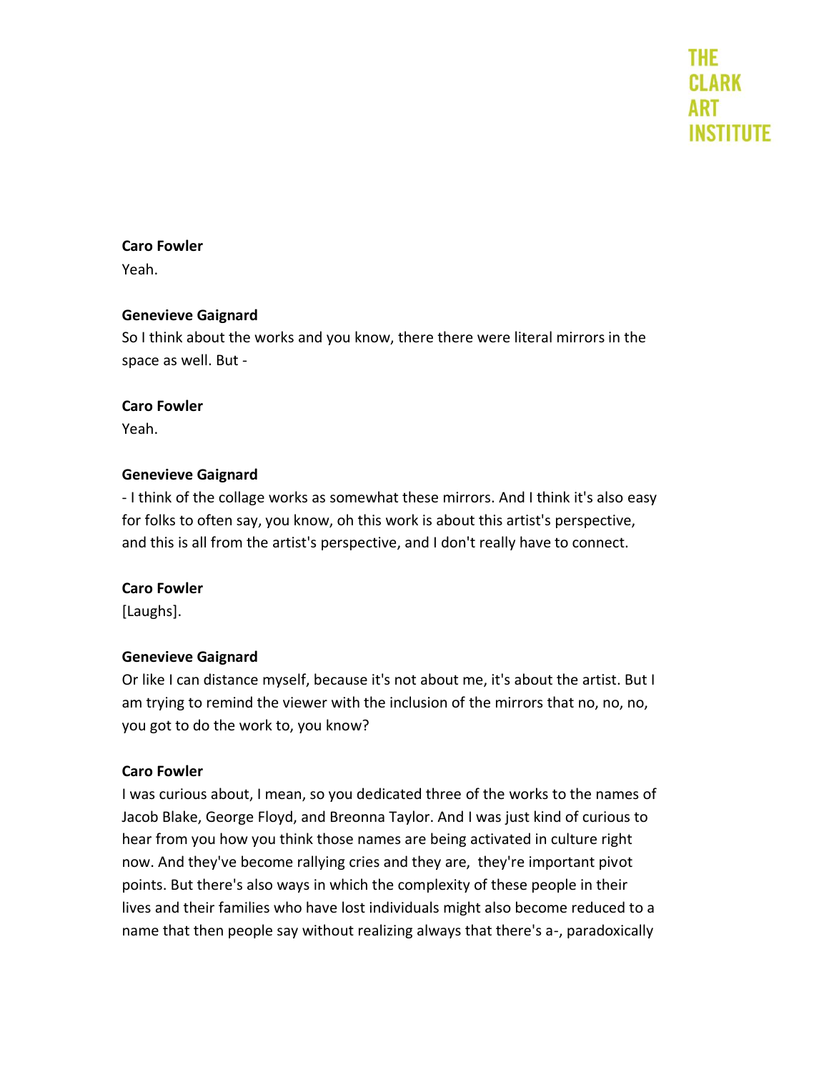**Caro Fowler**
Yeah.

**Genevieve Gaignard**
So I think about the works and you know, there there were literal mirrors in the space as well. But -

**Caro Fowler**
Yeah.

**Genevieve Gaignard**
- I think of the collage works as somewhat these mirrors. And I think it's also easy for folks to often say, you know, oh this work is about this artist's perspective, and this is all from the artist's perspective, and I don't really have to connect.

**Caro Fowler**
[Laughs].

**Genevieve Gaignard**
Or like I can distance myself, because it's not about me, it's about the artist. But I am trying to remind the viewer with the inclusion of the mirrors that no, no, no, you got to do the work to, you know?

**Caro Fowler**
I was curious about, I mean, so you dedicated three of the works to the names of Jacob Blake, George Floyd, and Breonna Taylor. And I was just kind of curious to hear from you how you think those names are being activated in culture right now. And they've become rallying cries and they are, they're important pivot points. But there's also ways in which the complexity of these people in their lives and their families who have lost individuals might also become reduced to a name that then people say without realizing always that there's a-, paradoxically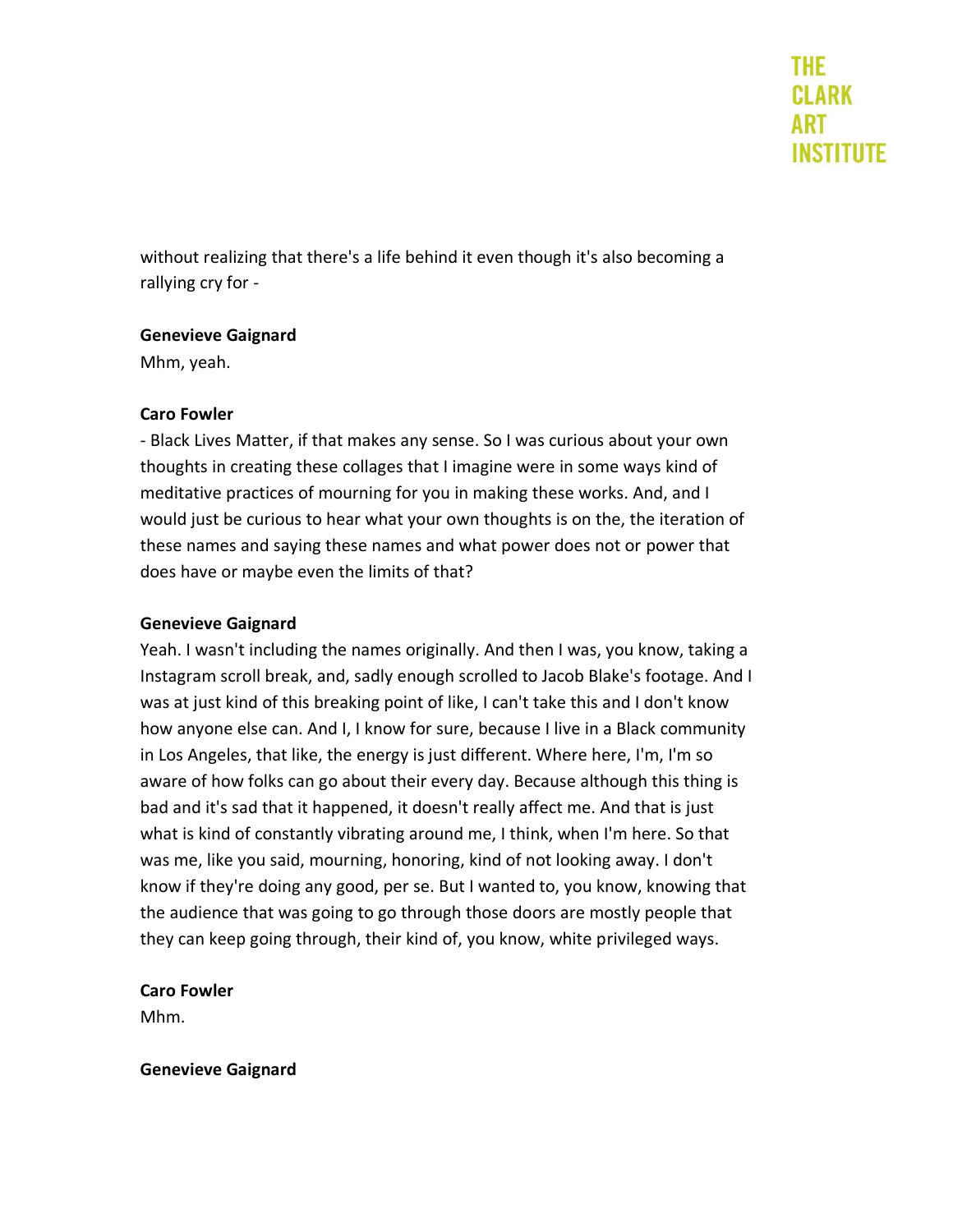without realizing that there's a life behind it even though it's also becoming a rallying cry for -

**Genevieve Gaignard**
Mhm, yeah.

**Caro Fowler**
- Black Lives Matter, if that makes any sense. So I was curious about your own thoughts in creating these collages that I imagine were in some ways kind of meditative practices of mourning for you in making these works. And, and I would just be curious to hear what your own thoughts is on the, the iteration of these names and saying these names and what power does not or power that does have or maybe even the limits of that?

**Genevieve Gaignard**
Yeah. I wasn't including the names originally. And then I was, you know, taking a Instagram scroll break, and, sadly enough scrolled to Jacob Blake's footage. And I was at just kind of this breaking point of like, I can't take this and I don't know how anyone else can. And I, I know for sure, because I live in a Black community in Los Angeles, that like, the energy is just different. Where here, I'm, I'm so aware of how folks can go about their every day. Because although this thing is bad and it's sad that it happened, it doesn't really affect me. And that is just what is kind of constantly vibrating around me, I think, when I'm here. So that was me, like you said, mourning, honoring, kind of not looking away. I don't know if they're doing any good, per se. But I wanted to, you know, knowing that the audience that was going to go through those doors are mostly people that they can keep going through, their kind of, you know, white privileged ways.

**Caro Fowler**
Mhm.

**Genevieve Gaignard**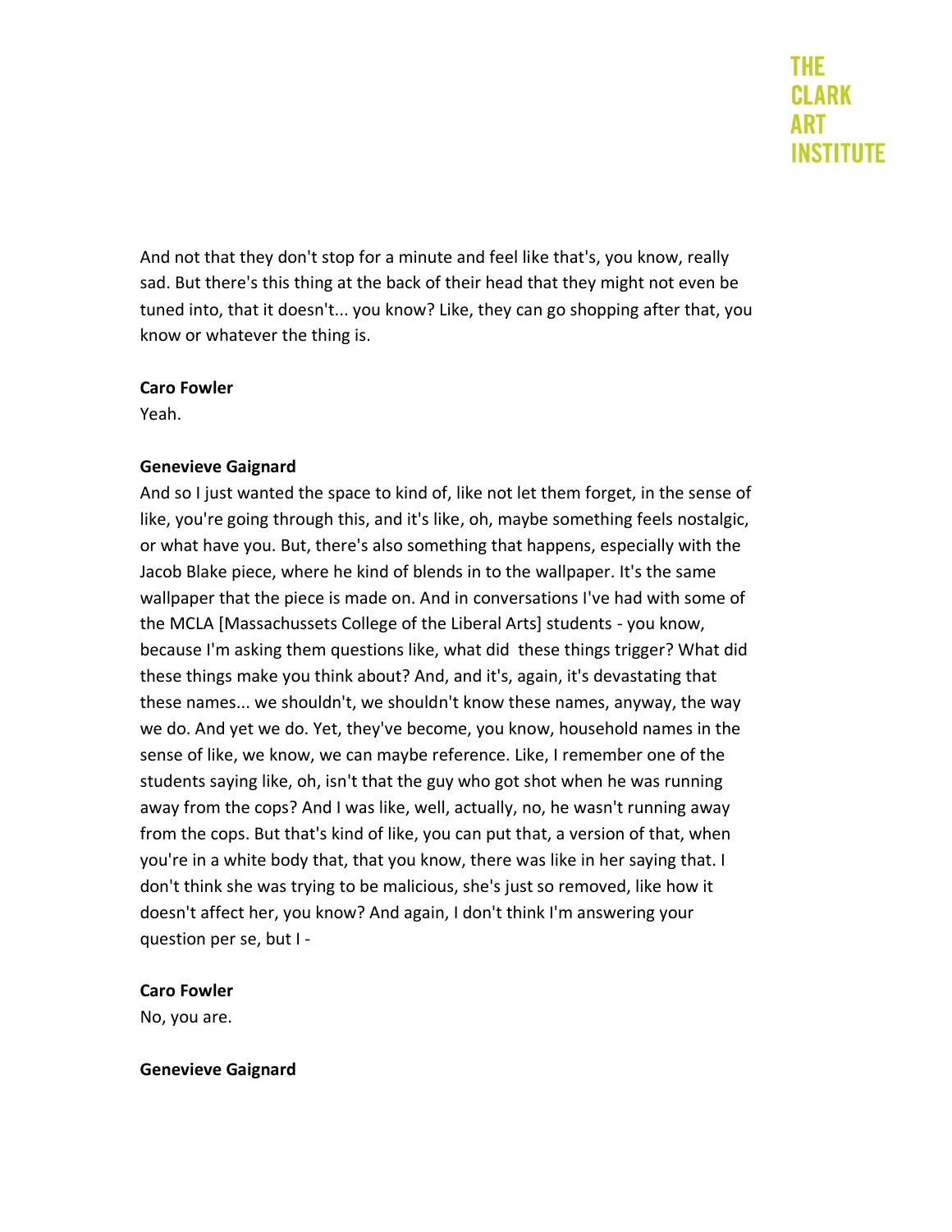And not that they don't stop for a minute and feel like that's, you know, really sad. But there's this thing at the back of their head that they might not even be tuned into, that it doesn't... you know? Like, they can go shopping after that, you know or whatever the thing is.

**Caro Fowler**
Yeah.

**Genevieve Gaignard**
And so I just wanted the space to kind of, like not let them forget, in the sense of like, you're going through this, and it's like, oh, maybe something feels nostalgic, or what have you. But, there's also something that happens, especially with the Jacob Blake piece, where he kind of blends in to the wallpaper. It's the same wallpaper that the piece is made on. And in conversations I've had with some of the MCLA [Massachussets College of the Liberal Arts] students - you know, because I'm asking them questions like, what did these things trigger? What did these things make you think about? And, and it's, again, it's devastating that these names... we shouldn't, we shouldn't know these names, anyway, the way we do. And yet we do. Yet, they've become, you know, household names in the sense of like, we know, we can maybe reference. Like, I remember one of the students saying like, oh, isn't that the guy who got shot when he was running away from the cops? And I was like, well, actually, no, he wasn't running away from the cops. But that's kind of like, you can put that, a version of that, when you're in a white body that, that you know, there was like in her saying that. I don't think she was trying to be malicious, she's just so removed, like how it doesn't affect her, you know? And again, I don't think I'm answering your question per se, but I -

**Caro Fowler**
No, you are.

**Genevieve Gaignard**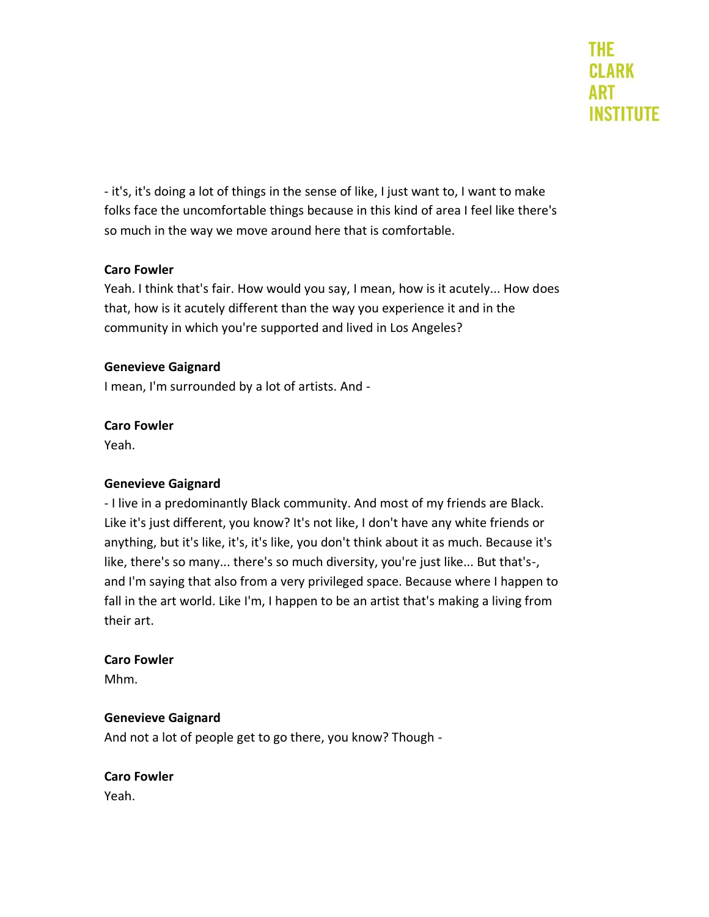- it's, it's doing a lot of things in the sense of like, I just want to, I want to make folks face the uncomfortable things because in this kind of area I feel like there's so much in the way we move around here that is comfortable.

**Caro Fowler**
Yeah. I think that's fair. How would you say, I mean, how is it acutely... How does that, how is it acutely different than the way you experience it and in the community in which you're supported and lived in Los Angeles?

**Genevieve Gaignard**
I mean, I'm surrounded by a lot of artists. And -

**Caro Fowler**
Yeah.

**Genevieve Gaignard**
- I live in a predominantly Black community. And most of my friends are Black. Like it's just different, you know? It's not like, I don't have any white friends or anything, but it's like, it's, it's like, you don't think about it as much. Because it's like, there's so many... there's so much diversity, you're just like... But that's-, and I'm saying that also from a very privileged space. Because where I happen to fall in the art world. Like I'm, I happen to be an artist that's making a living from their art.

**Caro Fowler**
Mhm.

**Genevieve Gaignard**
And not a lot of people get to go there, you know? Though -

**Caro Fowler**
Yeah.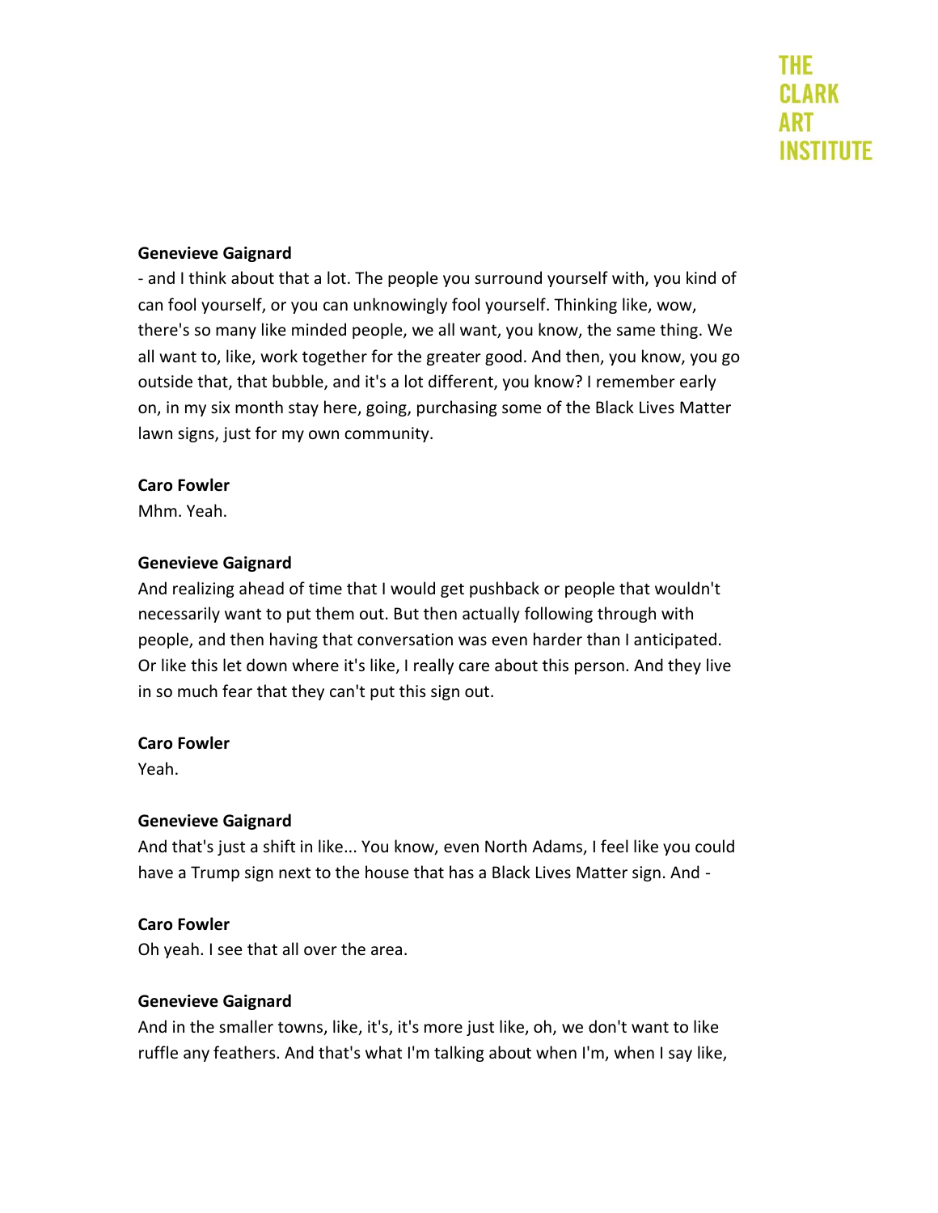**Genevieve Gaignard**

- and I think about that a lot. The people you surround yourself with, you kind of can fool yourself, or you can unknowingly fool yourself. Thinking like, wow, there's so many like minded people, we all want, you know, the same thing. We all want to, like, work together for the greater good. And then, you know, you go outside that, that bubble, and it's a lot different, you know? I remember early on, in my six month stay here, going, purchasing some of the Black Lives Matter lawn signs, just for my own community.

**Caro Fowler**

Mhm. Yeah.

**Genevieve Gaignard**

And realizing ahead of time that I would get pushback or people that wouldn't necessarily want to put them out. But then actually following through with people, and then having that conversation was even harder than I anticipated. Or like this let down where it's like, I really care about this person. And they live in so much fear that they can't put this sign out.

**Caro Fowler**

Yeah.

**Genevieve Gaignard**

And that's just a shift in like... You know, even North Adams, I feel like you could have a Trump sign next to the house that has a Black Lives Matter sign. And -

**Caro Fowler**

Oh yeah. I see that all over the area.

**Genevieve Gaignard**

And in the smaller towns, like, it's, it's more just like, oh, we don't want to like ruffle any feathers. And that's what I'm talking about when I'm, when I say like,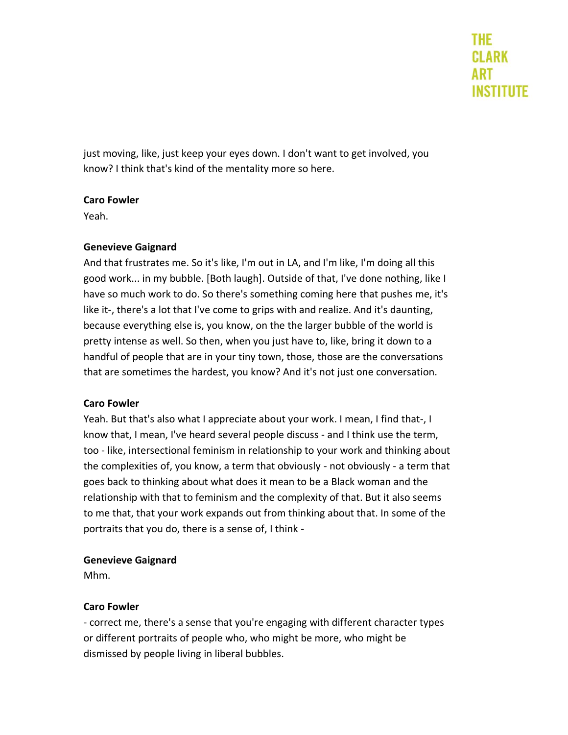just moving, like, just keep your eyes down. I don't want to get involved, you know? I think that's kind of the mentality more so here.

**Caro Fowler**
Yeah.

**Genevieve Gaignard**
And that frustrates me. So it's like, I'm out in LA, and I'm like, I'm doing all this good work... in my bubble. [Both laugh]. Outside of that, I've done nothing, like I have so much work to do. So there's something coming here that pushes me, it's like it-, there's a lot that I've come to grips with and realize. And it's daunting, because everything else is, you know, on the the larger bubble of the world is pretty intense as well. So then, when you just have to, like, bring it down to a handful of people that are in your tiny town, those, those are the conversations that are sometimes the hardest, you know? And it's not just one conversation.

**Caro Fowler**
Yeah. But that's also what I appreciate about your work. I mean, I find that-, I know that, I mean, I've heard several people discuss - and I think use the term, too - like, intersectional feminism in relationship to your work and thinking about the complexities of, you know, a term that obviously - not obviously - a term that goes back to thinking about what does it mean to be a Black woman and the relationship with that to feminism and the complexity of that. But it also seems to me that, that your work expands out from thinking about that. In some of the portraits that you do, there is a sense of, I think -

**Genevieve Gaignard**
Mhm.

**Caro Fowler**
- correct me, there's a sense that you're engaging with different character types or different portraits of people who, who might be more, who might be dismissed by people living in liberal bubbles.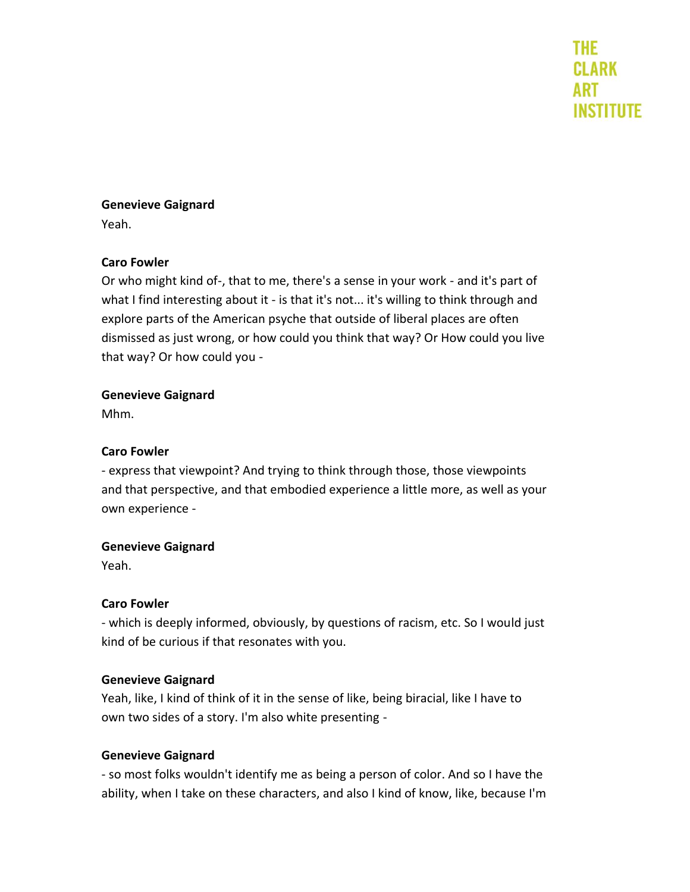**Genevieve Gaignard**
Yeah.

**Caro Fowler**
Or who might kind of-, that to me, there's a sense in your work - and it's part of what I find interesting about it - is that it's not... it's willing to think through and explore parts of the American psyche that outside of liberal places are often dismissed as just wrong, or how could you think that way? Or How could you live that way? Or how could you -

**Genevieve Gaignard**
Mhm.

**Caro Fowler**
- express that viewpoint? And trying to think through those, those viewpoints and that perspective, and that embodied experience a little more, as well as your own experience -

**Genevieve Gaignard**
Yeah.

**Caro Fowler**
- which is deeply informed, obviously, by questions of racism, etc. So I would just kind of be curious if that resonates with you.

**Genevieve Gaignard**
Yeah, like, I kind of think of it in the sense of like, being biracial, like I have to own two sides of a story. I'm also white presenting -

**Genevieve Gaignard**
- so most folks wouldn't identify me as being a person of color. And so I have the ability, when I take on these characters, and also I kind of know, like, because I'm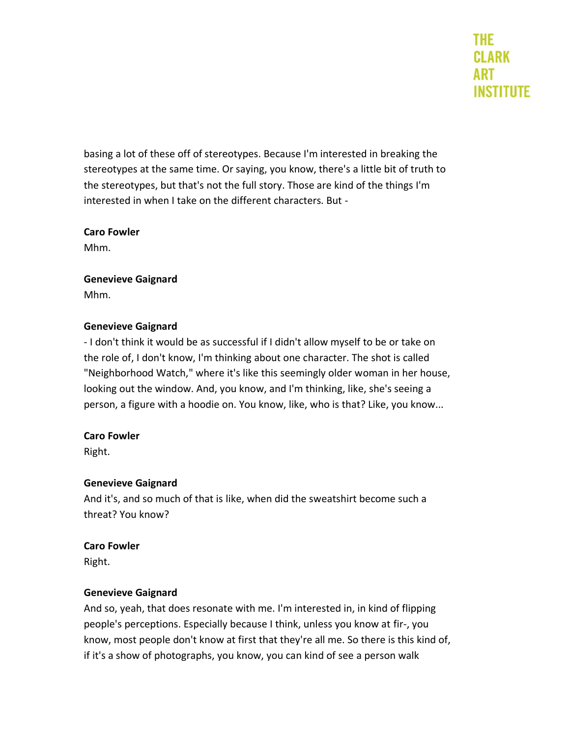basing a lot of these off of stereotypes. Because I'm interested in breaking the stereotypes at the same time. Or saying, you know, there's a little bit of truth to the stereotypes, but that's not the full story. Those are kind of the things I'm interested in when I take on the different characters. But -

**Caro Fowler**
Mhm.

**Genevieve Gaignard**
Mhm.

**Genevieve Gaignard**
- I don't think it would be as successful if I didn't allow myself to be or take on the role of, I don't know, I'm thinking about one character. The shot is called "Neighborhood Watch," where it's like this seemingly older woman in her house, looking out the window. And, you know, and I'm thinking, like, she's seeing a person, a figure with a hoodie on. You know, like, who is that? Like, you know...

**Caro Fowler**
Right.

**Genevieve Gaignard**
And it's, and so much of that is like, when did the sweatshirt become such a threat? You know?

**Caro Fowler**
Right.

**Genevieve Gaignard**
And so, yeah, that does resonate with me. I'm interested in, in kind of flipping people's perceptions. Especially because I think, unless you know at fir-, you know, most people don't know at first that they're all me. So there is this kind of, if it's a show of photographs, you know, you can kind of see a person walk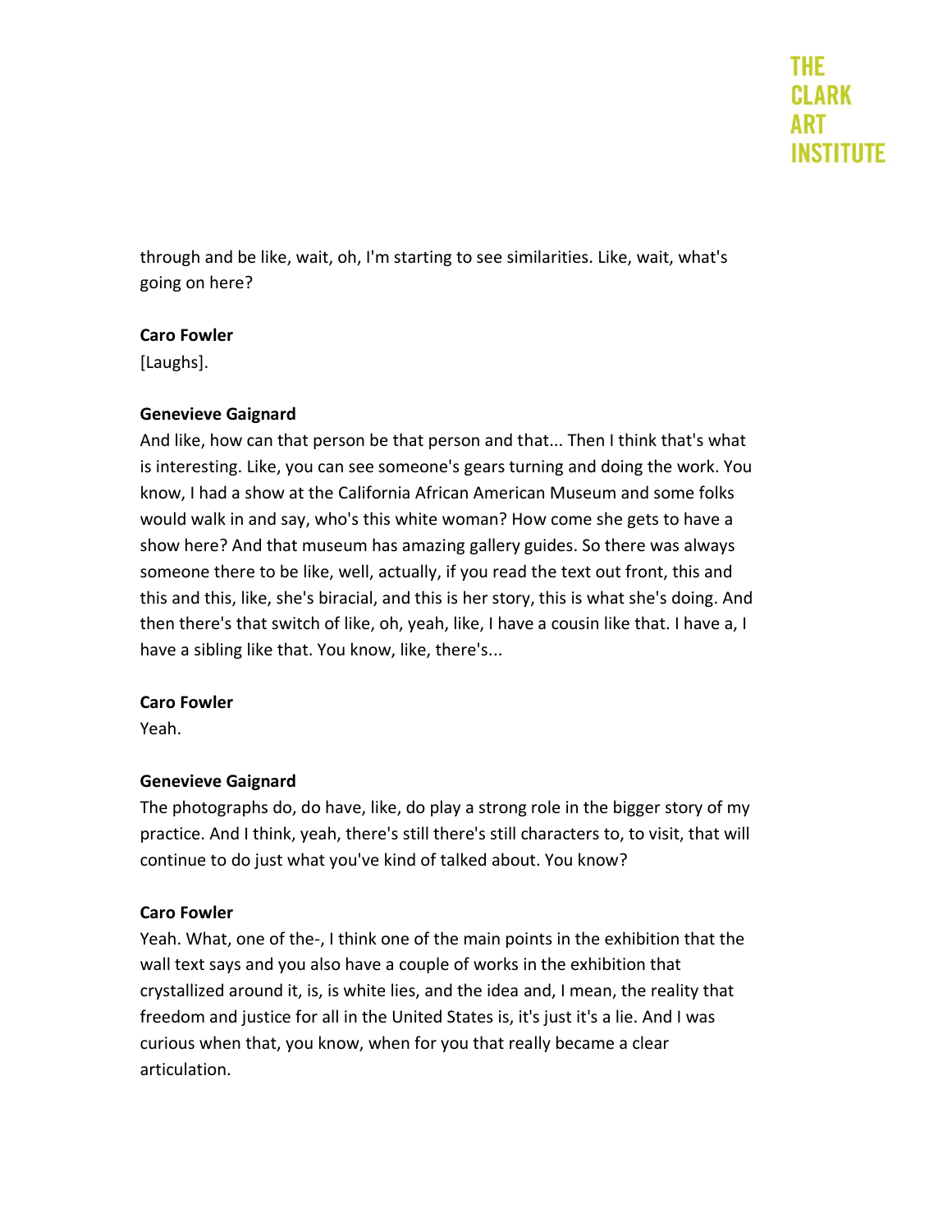through and be like, wait, oh, I'm starting to see similarities. Like, wait, what's going on here?

**Caro Fowler**
[Laughs].

**Genevieve Gaignard**
And like, how can that person be that person and that... Then I think that's what is interesting. Like, you can see someone's gears turning and doing the work. You know, I had a show at the California African American Museum and some folks would walk in and say, who's this white woman? How come she gets to have a show here? And that museum has amazing gallery guides. So there was always someone there to be like, well, actually, if you read the text out front, this and this and this, like, she's biracial, and this is her story, this is what she's doing. And then there's that switch of like, oh, yeah, like, I have a cousin like that. I have a, I have a sibling like that. You know, like, there's...

**Caro Fowler**
Yeah.

**Genevieve Gaignard**
The photographs do, do have, like, do play a strong role in the bigger story of my practice. And I think, yeah, there's still there's still characters to, to visit, that will continue to do just what you've kind of talked about. You know?

**Caro Fowler**
Yeah. What, one of the-, I think one of the main points in the exhibition that the wall text says and you also have a couple of works in the exhibition that crystallized around it, is, is white lies, and the idea and, I mean, the reality that freedom and justice for all in the United States is, it's just it's a lie. And I was curious when that, you know, when for you that really became a clear articulation.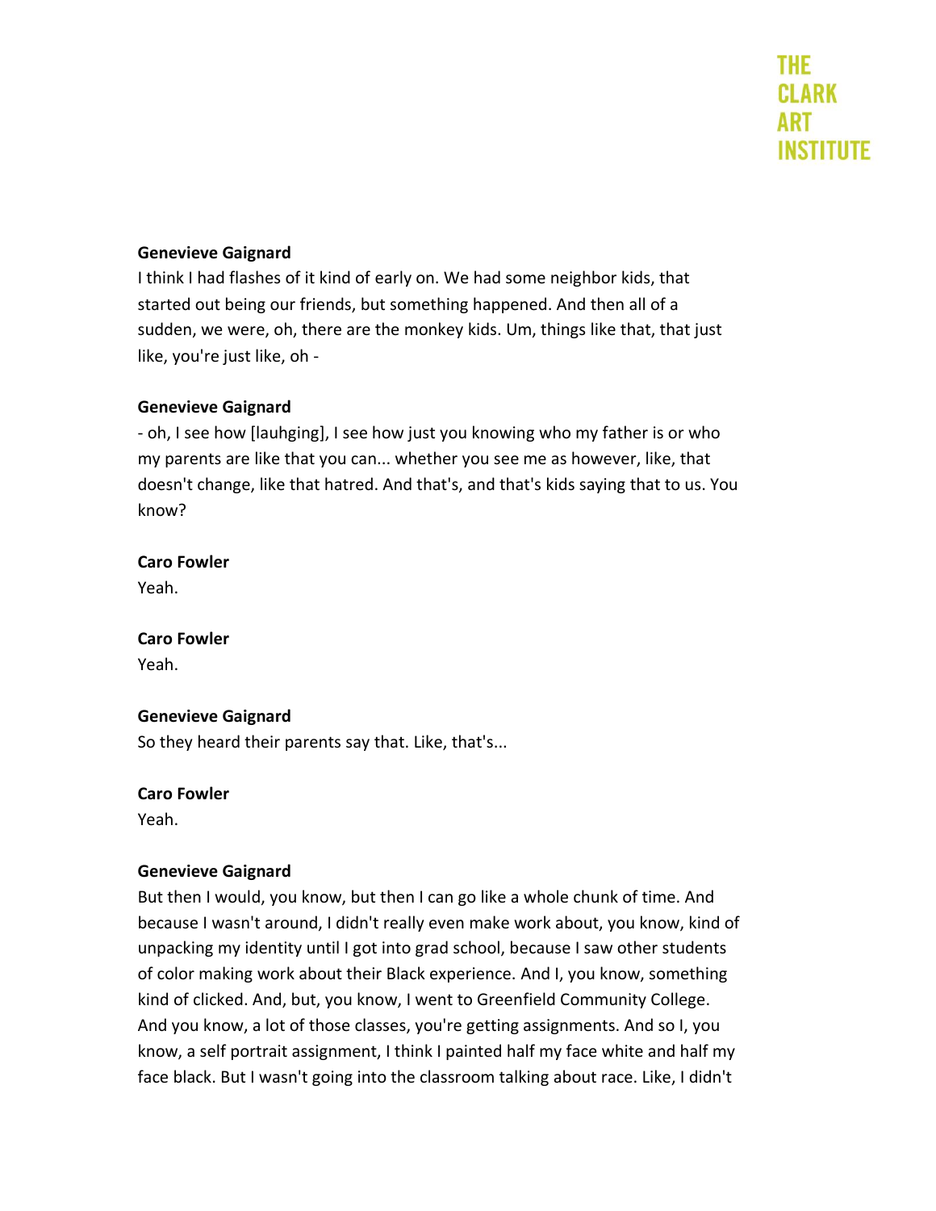**Genevieve Gaignard**

I think I had flashes of it kind of early on. We had some neighbor kids, that started out being our friends, but something happened. And then all of a sudden, we were, oh, there are the monkey kids. Um, things like that, that just like, you're just like, oh -

**Genevieve Gaignard**

- oh, I see how [lauhging], I see how just you knowing who my father is or who my parents are like that you can... whether you see me as however, like, that doesn't change, like that hatred. And that's, and that's kids saying that to us. You know?

**Caro Fowler**

Yeah.

**Caro Fowler**

Yeah.

**Genevieve Gaignard**

So they heard their parents say that. Like, that's...

**Caro Fowler**

Yeah.

**Genevieve Gaignard**

But then I would, you know, but then I can go like a whole chunk of time. And because I wasn't around, I didn't really even make work about, you know, kind of unpacking my identity until I got into grad school, because I saw other students of color making work about their Black experience. And I, you know, something kind of clicked. And, but, you know, I went to Greenfield Community College. And you know, a lot of those classes, you're getting assignments. And so I, you know, a self portrait assignment, I think I painted half my face white and half my face black. But I wasn't going into the classroom talking about race. Like, I didn't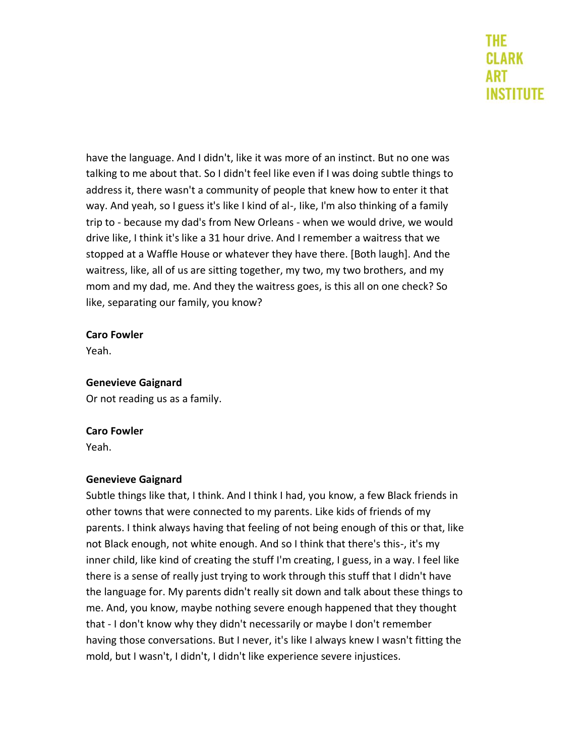have the language. And I didn't, like it was more of an instinct. But no one was talking to me about that. So I didn't feel like even if I was doing subtle things to address it, there wasn't a community of people that knew how to enter it that way. And yeah, so I guess it's like I kind of al-, Iike, I'm also thinking of a family trip to - because my dad's from New Orleans - when we would drive, we would drive like, I think it's like a 31 hour drive. And I remember a waitress that we stopped at a Waffle House or whatever they have there. [Both laugh]. And the waitress, like, all of us are sitting together, my two, my two brothers, and my mom and my dad, me. And they the waitress goes, is this all on one check? So like, separating our family, you know?

**Caro Fowler**
Yeah.

**Genevieve Gaignard**
Or not reading us as a family.

**Caro Fowler**
Yeah.

**Genevieve Gaignard**
Subtle things like that, I think. And I think I had, you know, a few Black friends in other towns that were connected to my parents. Like kids of friends of my parents. I think always having that feeling of not being enough of this or that, like not Black enough, not white enough. And so I think that there's this-, it's my inner child, like kind of creating the stuff I'm creating, I guess, in a way. I feel like there is a sense of really just trying to work through this stuff that I didn't have the language for. My parents didn't really sit down and talk about these things to me. And, you know, maybe nothing severe enough happened that they thought that - I don't know why they didn't necessarily or maybe I don't remember having those conversations. But I never, it's like I always knew I wasn't fitting the mold, but I wasn't, I didn't, I didn't like experience severe injustices.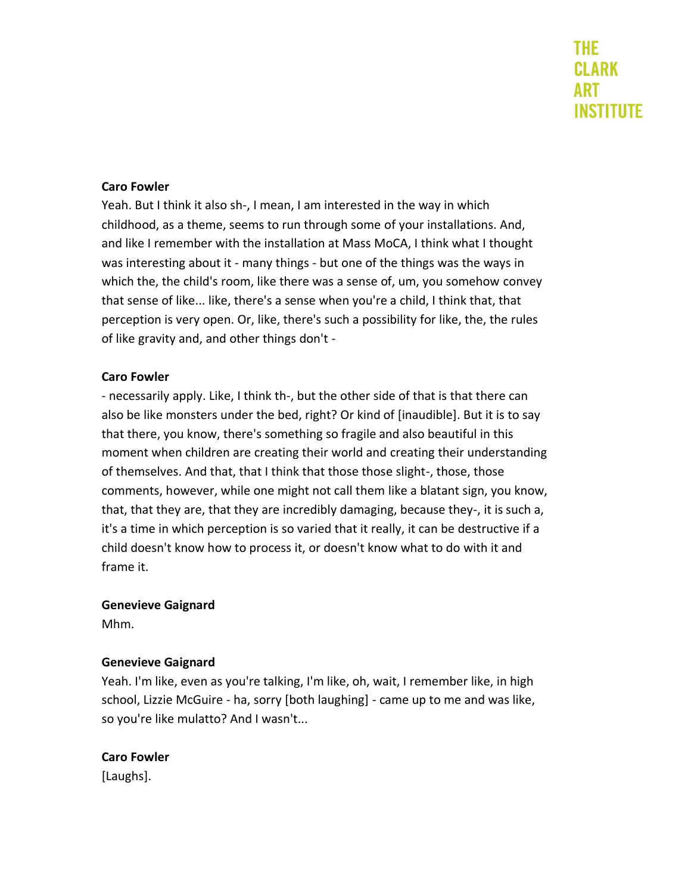**Caro Fowler**

Yeah. But I think it also sh-, I mean, I am interested in the way in which childhood, as a theme, seems to run through some of your installations. And, and like I remember with the installation at Mass MoCA, I think what I thought was interesting about it - many things - but one of the things was the ways in which the, the child's room, like there was a sense of, um, you somehow convey that sense of like... like, there's a sense when you're a child, I think that, that perception is very open. Or, like, there's such a possibility for like, the, the rules of like gravity and, and other things don't -

**Caro Fowler**

- necessarily apply. Like, I think th-, but the other side of that is that there can also be like monsters under the bed, right? Or kind of [inaudible]. But it is to say that there, you know, there's something so fragile and also beautiful in this moment when children are creating their world and creating their understanding of themselves. And that, that I think that those those slight-, those, those comments, however, while one might not call them like a blatant sign, you know, that, that they are, that they are incredibly damaging, because they-, it is such a, it's a time in which perception is so varied that it really, it can be destructive if a child doesn't know how to process it, or doesn't know what to do with it and frame it.

**Genevieve Gaignard**

Mhm.

**Genevieve Gaignard**

Yeah. I'm like, even as you're talking, I'm like, oh, wait, I remember like, in high school, Lizzie McGuire - ha, sorry [both laughing] - came up to me and was like, so you're like mulatto? And I wasn't...

**Caro Fowler**

[Laughs].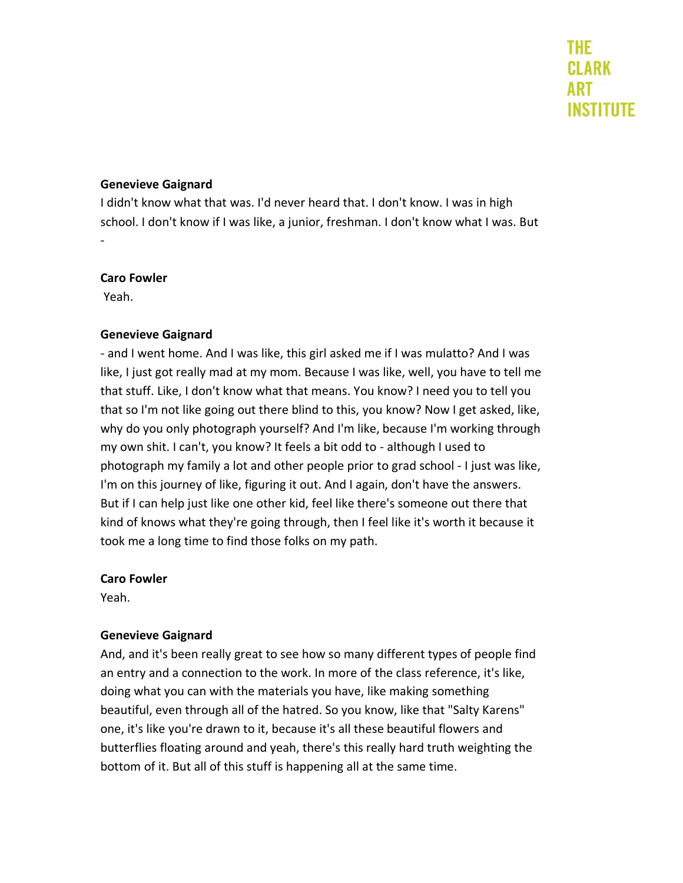**Genevieve Gaignard**

I didn't know what that was. I'd never heard that. I don't know. I was in high school. I don't know if I was like, a junior, freshman. I don't know what I was. But -

**Caro Fowler**

Yeah.

**Genevieve Gaignard**

- and I went home. And I was like, this girl asked me if I was mulatto? And I was like, I just got really mad at my mom. Because I was like, well, you have to tell me that stuff. Like, I don't know what that means. You know? I need you to tell you that so I'm not like going out there blind to this, you know? Now I get asked, like, why do you only photograph yourself? And I'm like, because I'm working through my own shit. I can't, you know? It feels a bit odd to - although I used to photograph my family a lot and other people prior to grad school - I just was like, I'm on this journey of like, figuring it out. And I again, don't have the answers. But if I can help just like one other kid, feel like there's someone out there that kind of knows what they're going through, then I feel like it's worth it because it took me a long time to find those folks on my path.

**Caro Fowler**

Yeah.

**Genevieve Gaignard**

And, and it's been really great to see how so many different types of people find an entry and a connection to the work. In more of the class reference, it's like, doing what you can with the materials you have, like making something beautiful, even through all of the hatred. So you know, like that "Salty Karens" one, it's like you're drawn to it, because it's all these beautiful flowers and butterflies floating around and yeah, there's this really hard truth weighting the bottom of it. But all of this stuff is happening all at the same time.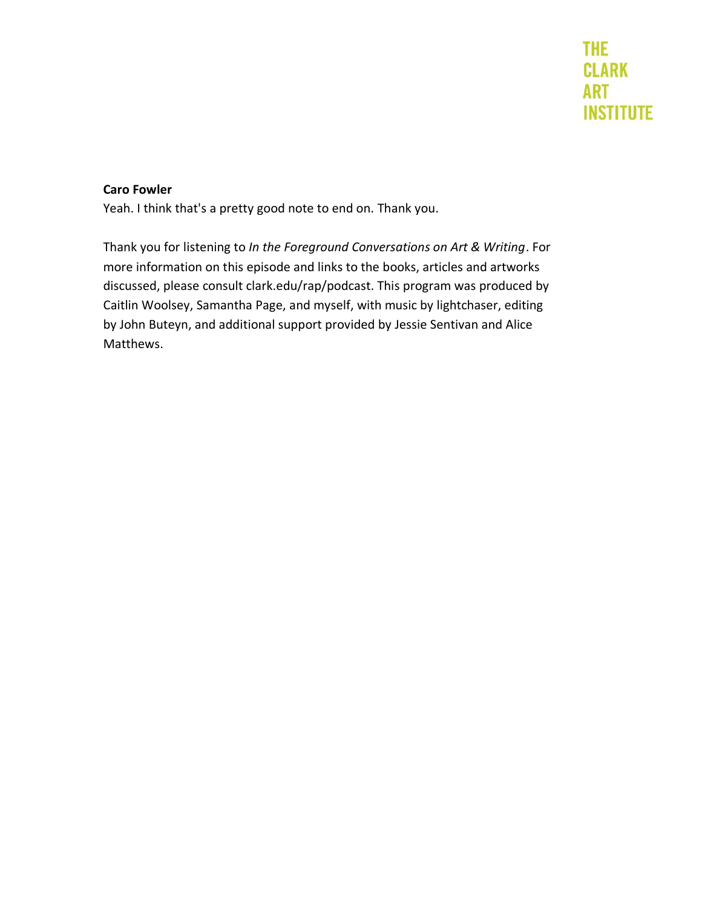**Caro Fowler**
Yeah. I think that's a pretty good note to end on. Thank you.

Thank you for listening to *In the Foreground Conversations on Art & Writing*. For more information on this episode and links to the books, articles and artworks discussed, please consult clark.edu/rap/podcast. This program was produced by Caitlin Woolsey, Samantha Page, and myself, with music by lightchaser, editing by John Buteyn, and additional support provided by Jessie Sentivan and Alice Matthews.